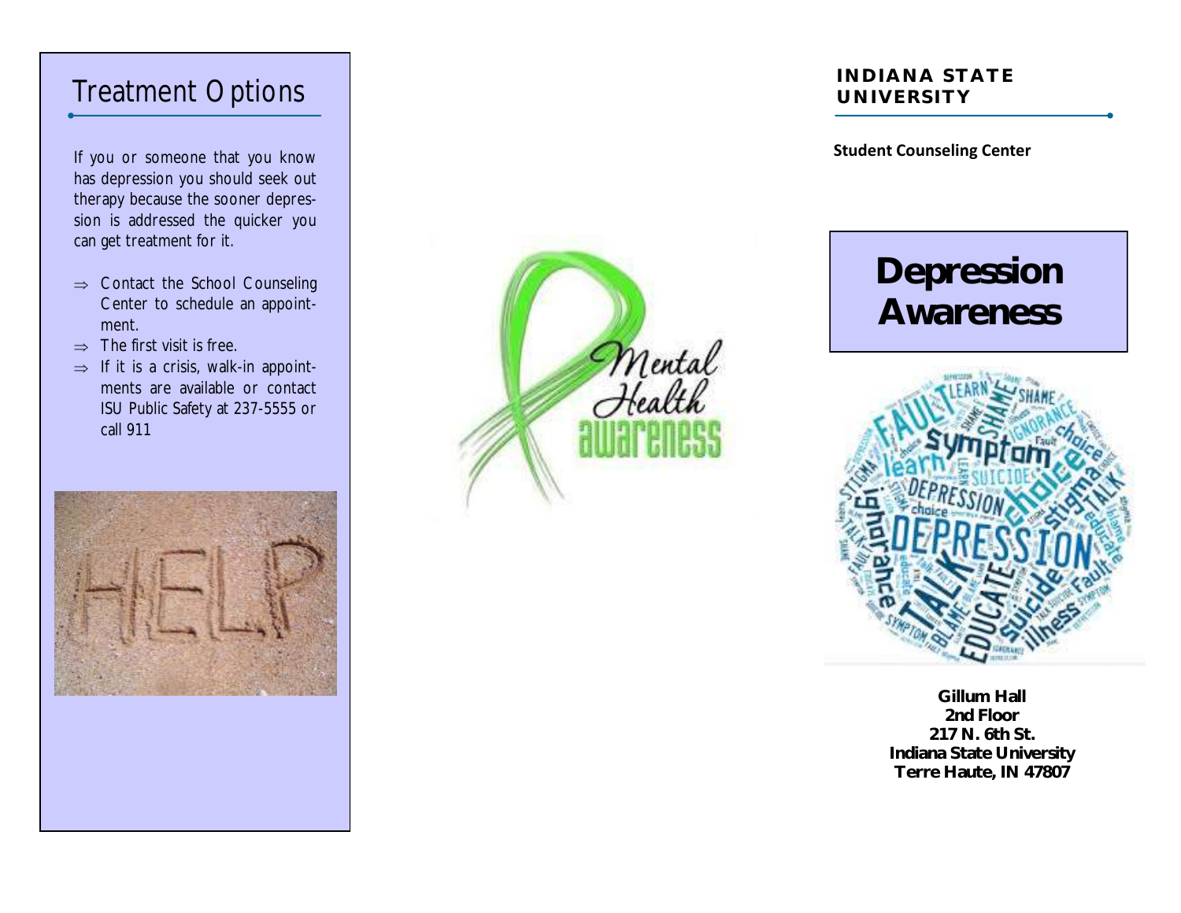## Treatment Options

If you or someone that you know has depression you should seek out therapy because the sooner depression is addressed the quicker you can get treatment for it.

- ⇒ Contact the School Counseling Center to schedule an appointment.
- ⇒ The first visit is free.
- ⇒ If it is a crisis, walk-in appointments are available or contact ISU Public Safety at 237-5555 or call 911

**INDIANA STATE UNIVERSITY**

**Student Counseling Center**

# Depression Awareness

**Gillum Hall**
**2nd Floor**
**217 N. 6th St.**
**Indiana State University**
**Terre Haute, IN 47807**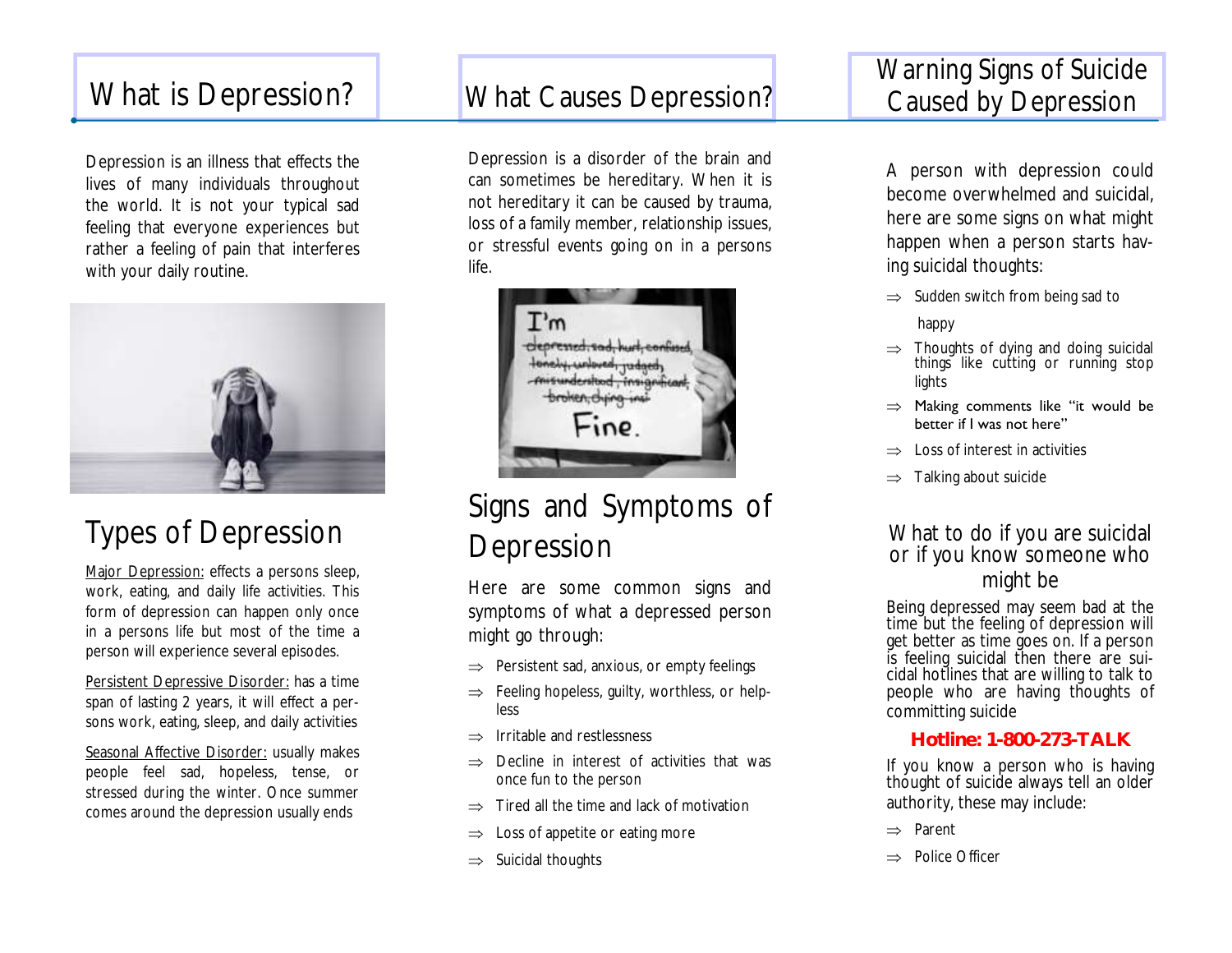# What is Depression?

Depression is an illness that effects the lives of many individuals throughout the world. It is not your typical sad feeling that everyone experiences but rather a feeling of pain that interferes with your daily routine.

## Types of Depression

Major Depression: effects a persons sleep, work, eating, and daily life activities. This form of depression can happen only once in a persons life but most of the time a person will experience several episodes.

Persistent Depressive Disorder: has a time span of lasting 2 years, it will effect a persons work, eating, sleep, and daily activities

Seasonal Affective Disorder: usually makes people feel sad, hopeless, tense, or stressed during the winter. Once summer comes around the depression usually ends

# What Causes Depression?

Depression is a disorder of the brain and can sometimes be hereditary. When it is not hereditary it can be caused by trauma, loss of a family member, relationship issues, or stressful events going on in a persons life.

## Signs and Symptoms of Depression

Here are some common signs and symptoms of what a depressed person might go through:

- Persistent sad, anxious, or empty feelings
- Feeling hopeless, guilty, worthless, or helpless
- Irritable and restlessness
- Decline in interest of activities that was once fun to the person
- Tired all the time and lack of motivation
- Loss of appetite or eating more
- Suicidal thoughts

# Warning Signs of Suicide Caused by Depression

A person with depression could become overwhelmed and suicidal, here are some signs on what might happen when a person starts having suicidal thoughts:

- Sudden switch from being sad to happy
- Thoughts of dying and doing suicidal things like cutting or running stop lights
- Making comments like "it would be better if I was not here"
- Loss of interest in activities
- Talking about suicide

## What to do if you are suicidal or if you know someone who might be

Being depressed may seem bad at the time but the feeling of depression will get better as time goes on. If a person is feeling suicidal then there are suicidal hotlines that are willing to talk to people who are having thoughts of committing suicide

**Hotline: 1-800-273-TALK**

If you know a person who is having thought of suicide always tell an older authority, these may include:

- Parent
- Police Officer